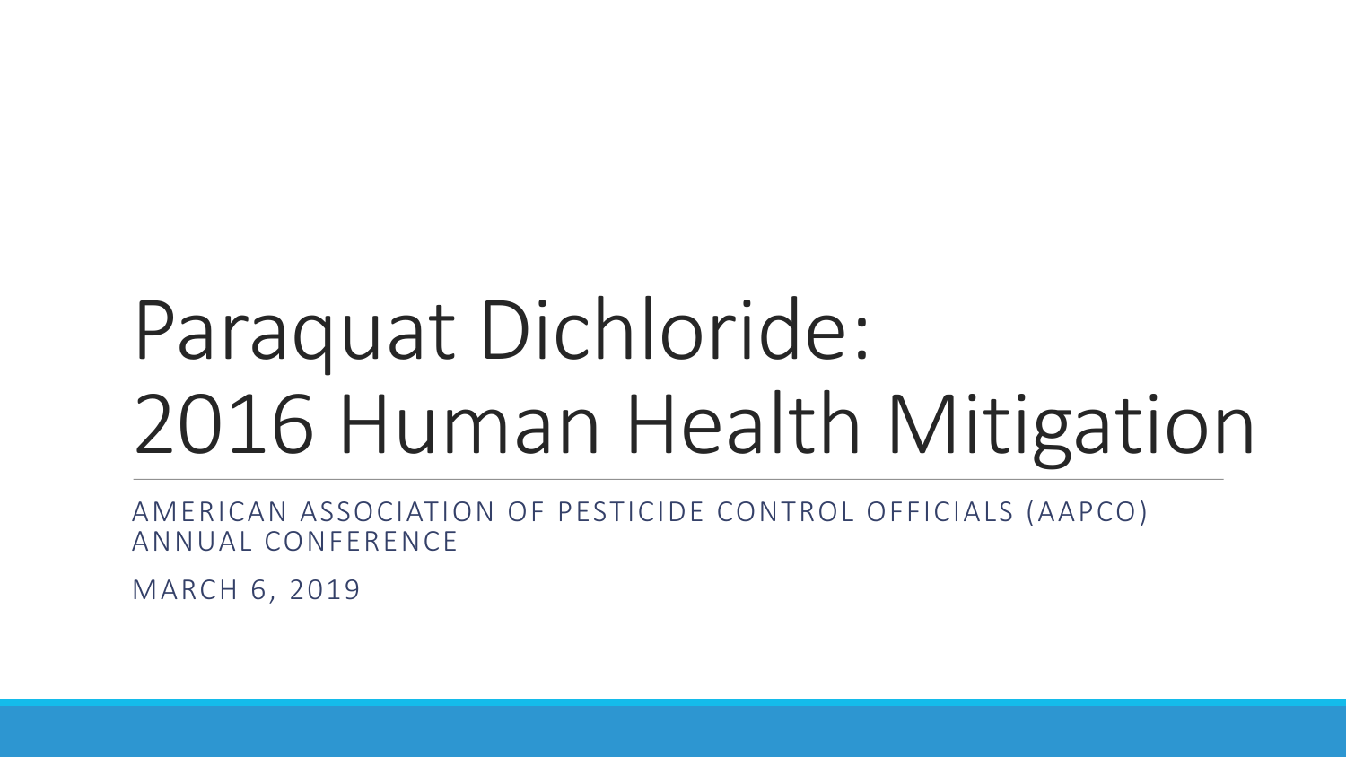# Paraquat Dichloride: 2016 Human Health Mitigation

AMERICAN ASSOCIATION OF PESTICIDE CONTROL OFFICIALS (AAPCO) ANNUAL CONFERENCE

MARCH 6, 2019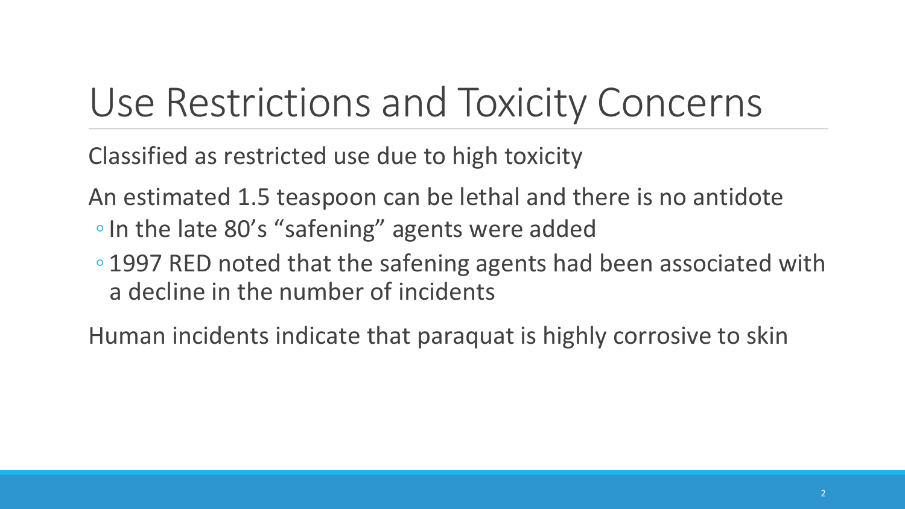# Use Restrictions and Toxicity Concerns

Classified as restricted use due to high toxicity

An estimated 1.5 teaspoon can be lethal and there is no antidote

- In the late 80's "safening" agents were added
- 1997 RED noted that the safening agents had been associated with a decline in the number of incidents

Human incidents indicate that paraquat is highly corrosive to skin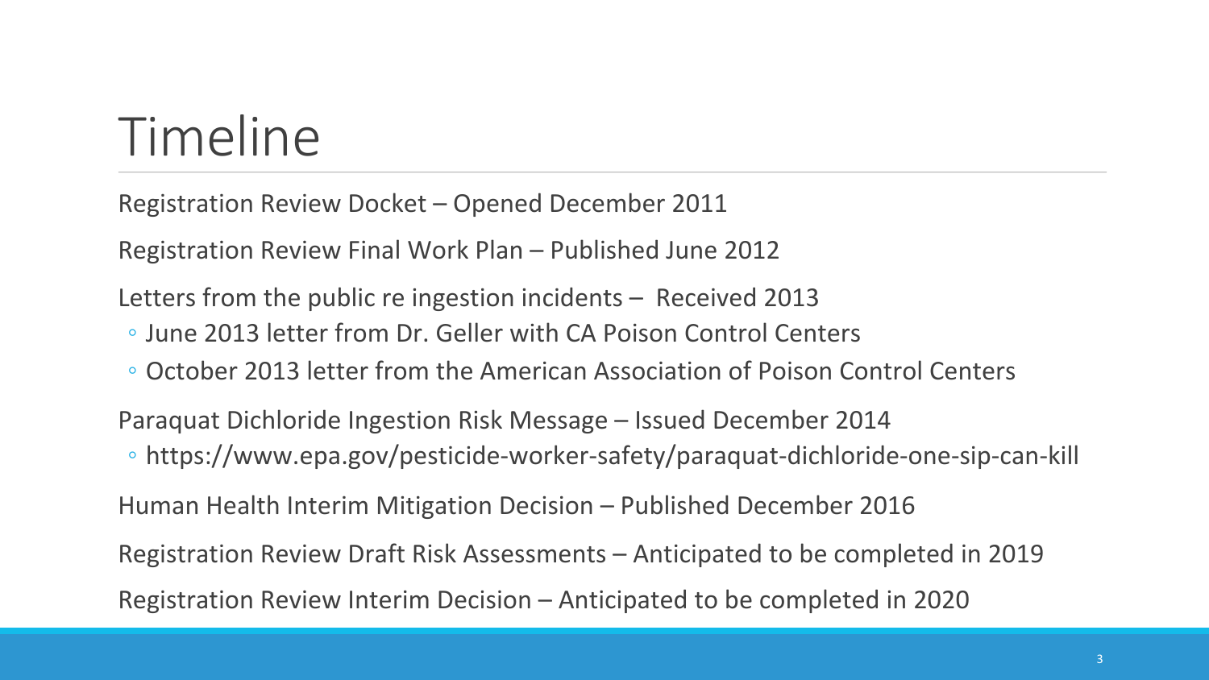# Timeline

Registration Review Docket – Opened December 2011

Registration Review Final Work Plan – Published June 2012

Letters from the public re ingestion incidents – Received 2013

- June 2013 letter from Dr. Geller with CA Poison Control Centers
- October 2013 letter from the American Association of Poison Control Centers

Paraquat Dichloride Ingestion Risk Message – Issued December 2014

- https://www.epa.gov/pesticide-worker-safety/paraquat-dichloride-one-sip-can-kill

Human Health Interim Mitigation Decision – Published December 2016

Registration Review Draft Risk Assessments – Anticipated to be completed in 2019

Registration Review Interim Decision – Anticipated to be completed in 2020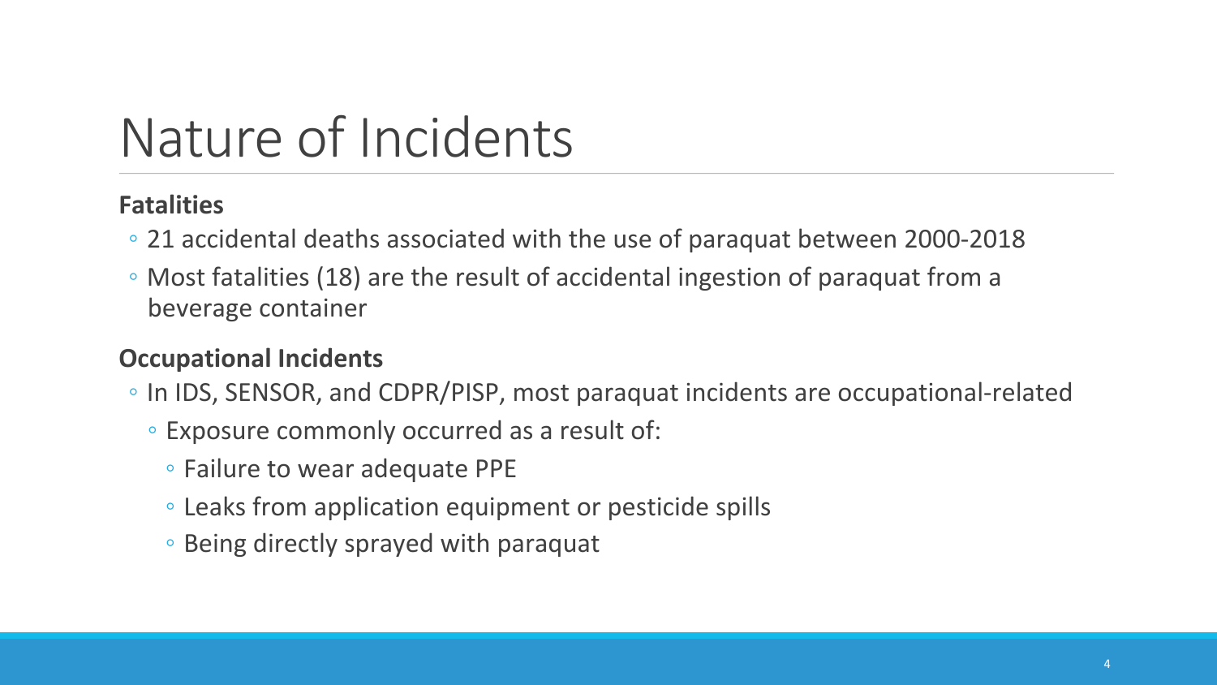# Nature of Incidents

**Fatalities**

- 21 accidental deaths associated with the use of paraquat between 2000-2018
- Most fatalities (18) are the result of accidental ingestion of paraquat from a beverage container

**Occupational Incidents**

- In IDS, SENSOR, and CDPR/PISP, most paraquat incidents are occupational-related
  - Exposure commonly occurred as a result of:
    - Failure to wear adequate PPE
    - Leaks from application equipment or pesticide spills
    - Being directly sprayed with paraquat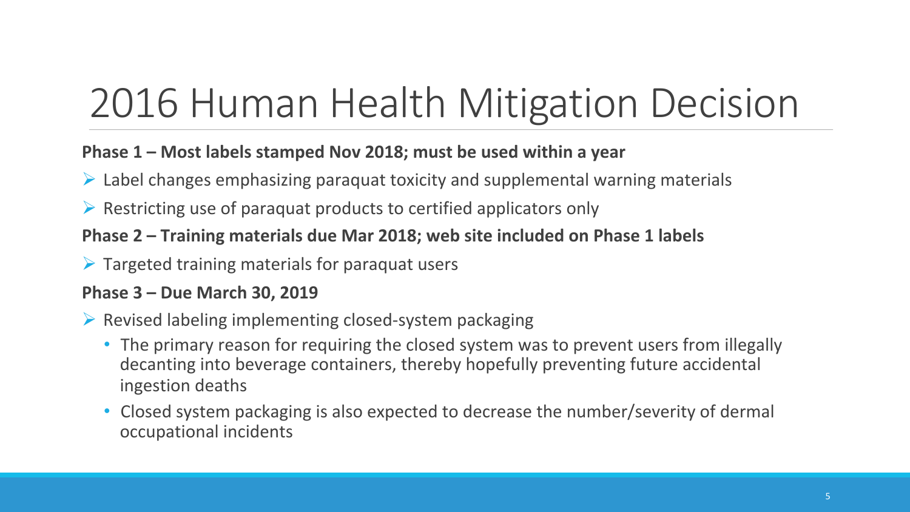# 2016 Human Health Mitigation Decision

**Phase 1 – Most labels stamped Nov 2018; must be used within a year**

- Label changes emphasizing paraquat toxicity and supplemental warning materials
- Restricting use of paraquat products to certified applicators only

**Phase 2 – Training materials due Mar 2018; web site included on Phase 1 labels**

- Targeted training materials for paraquat users

**Phase 3 – Due March 30, 2019**

- Revised labeling implementing closed-system packaging
  - The primary reason for requiring the closed system was to prevent users from illegally decanting into beverage containers, thereby hopefully preventing future accidental ingestion deaths
  - Closed system packaging is also expected to decrease the number/severity of dermal occupational incidents